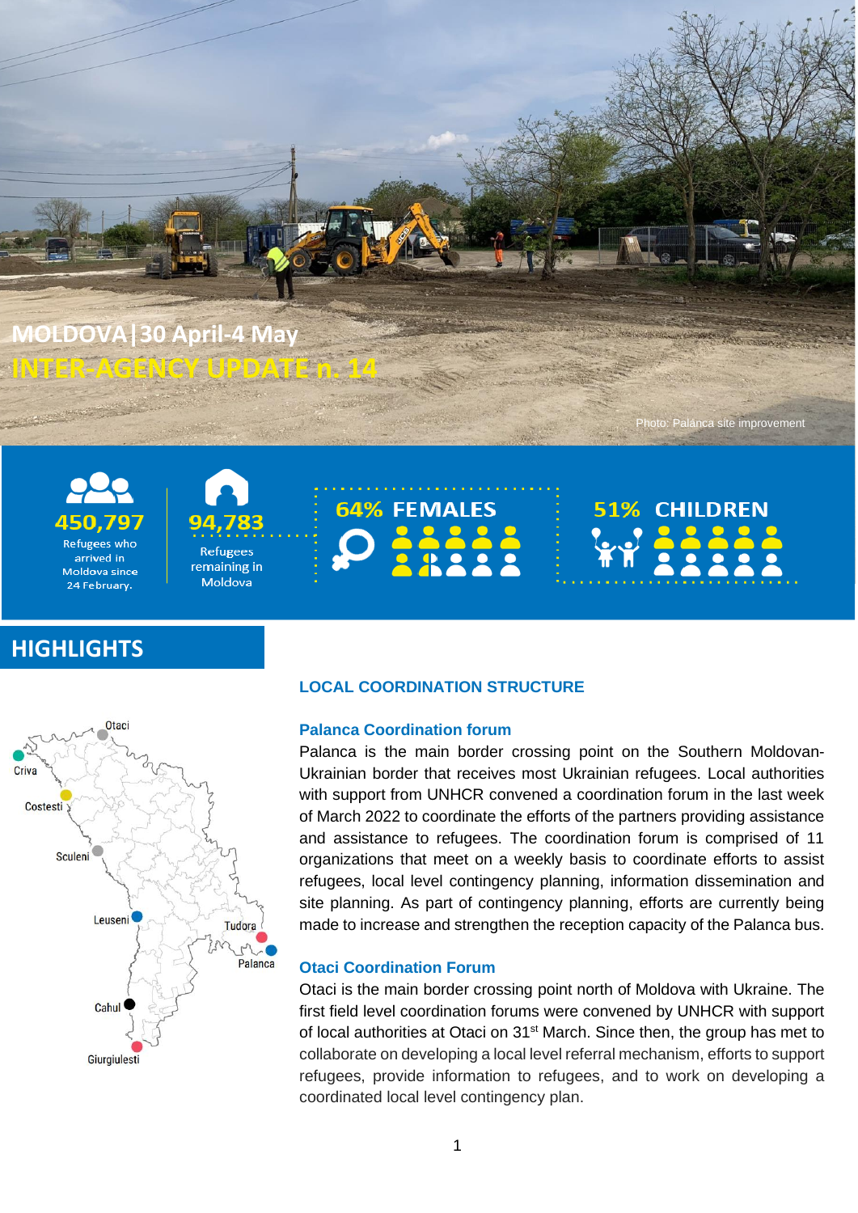# MOLDOVA | 30 April-4 May

# INTER-AGENCY UPDATE n. 14

Photo: Palanca site improvement

**450,797** Refugees who arrived in Moldova since 24 February.

**94,783** Refugees remaining in Moldova

**64% FEMALES**

**51% CHILDREN**

## HIGHLIGHTS

Otaci, Criva, Costesti, Sculeni, Leuseni, Tudora, Palanca, Cahul, Giurgiulesti

### LOCAL COORDINATION STRUCTURE

#### Palanca Coordination forum

Palanca is the main border crossing point on the Southern Moldovan-Ukrainian border that receives most Ukrainian refugees. Local authorities with support from UNHCR convened a coordination forum in the last week of March 2022 to coordinate the efforts of the partners providing assistance and assistance to refugees. The coordination forum is comprised of 11 organizations that meet on a weekly basis to coordinate efforts to assist refugees, local level contingency planning, information dissemination and site planning. As part of contingency planning, efforts are currently being made to increase and strengthen the reception capacity of the Palanca bus.

#### Otaci Coordination Forum

Otaci is the main border crossing point north of Moldova with Ukraine. The first field level coordination forums were convened by UNHCR with support of local authorities at Otaci on 31st March. Since then, the group has met to collaborate on developing a local level referral mechanism, efforts to support refugees, provide information to refugees, and to work on developing a coordinated local level contingency plan.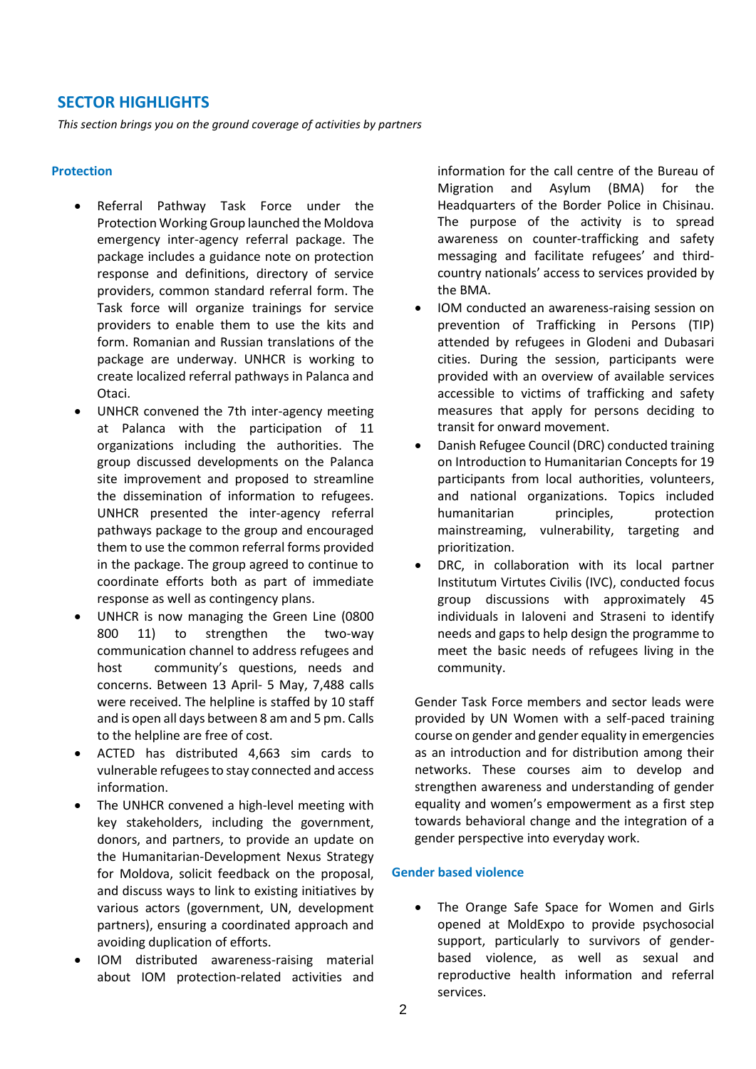## SECTOR HIGHLIGHTS

*This section brings you on the ground coverage of activities by partners*

### Protection

- Referral Pathway Task Force under the Protection Working Group launched the Moldova emergency inter-agency referral package. The package includes a guidance note on protection response and definitions, directory of service providers, common standard referral form. The Task force will organize trainings for service providers to enable them to use the kits and form. Romanian and Russian translations of the package are underway. UNHCR is working to create localized referral pathways in Palanca and Otaci.
- UNHCR convened the 7th inter-agency meeting at Palanca with the participation of 11 organizations including the authorities. The group discussed developments on the Palanca site improvement and proposed to streamline the dissemination of information to refugees. UNHCR presented the inter-agency referral pathways package to the group and encouraged them to use the common referral forms provided in the package. The group agreed to continue to coordinate efforts both as part of immediate response as well as contingency plans.
- UNHCR is now managing the Green Line (0800 800 11) to strengthen the two-way communication channel to address refugees and host community's questions, needs and concerns. Between 13 April- 5 May, 7,488 calls were received. The helpline is staffed by 10 staff and is open all days between 8 am and 5 pm. Calls to the helpline are free of cost.
- ACTED has distributed 4,663 sim cards to vulnerable refugees to stay connected and access information.
- The UNHCR convened a high-level meeting with key stakeholders, including the government, donors, and partners, to provide an update on the Humanitarian-Development Nexus Strategy for Moldova, solicit feedback on the proposal, and discuss ways to link to existing initiatives by various actors (government, UN, development partners), ensuring a coordinated approach and avoiding duplication of efforts.
- IOM distributed awareness-raising material about IOM protection-related activities and information for the call centre of the Bureau of Migration and Asylum (BMA) for the Headquarters of the Border Police in Chisinau. The purpose of the activity is to spread awareness on counter-trafficking and safety messaging and facilitate refugees' and third-country nationals' access to services provided by the BMA.
- IOM conducted an awareness-raising session on prevention of Trafficking in Persons (TIP) attended by refugees in Glodeni and Dubasari cities. During the session, participants were provided with an overview of available services accessible to victims of trafficking and safety measures that apply for persons deciding to transit for onward movement.
- Danish Refugee Council (DRC) conducted training on Introduction to Humanitarian Concepts for 19 participants from local authorities, volunteers, and national organizations. Topics included humanitarian principles, protection mainstreaming, vulnerability, targeting and prioritization.
- DRC, in collaboration with its local partner Institutum Virtutes Civilis (IVC), conducted focus group discussions with approximately 45 individuals in Ialoveni and Straseni to identify needs and gaps to help design the programme to meet the basic needs of refugees living in the community.

Gender Task Force members and sector leads were provided by UN Women with a self-paced training course on gender and gender equality in emergencies as an introduction and for distribution among their networks. These courses aim to develop and strengthen awareness and understanding of gender equality and women's empowerment as a first step towards behavioral change and the integration of a gender perspective into everyday work.

### Gender based violence

- The Orange Safe Space for Women and Girls opened at MoldExpo to provide psychosocial support, particularly to survivors of gender-based violence, as well as sexual and reproductive health information and referral services.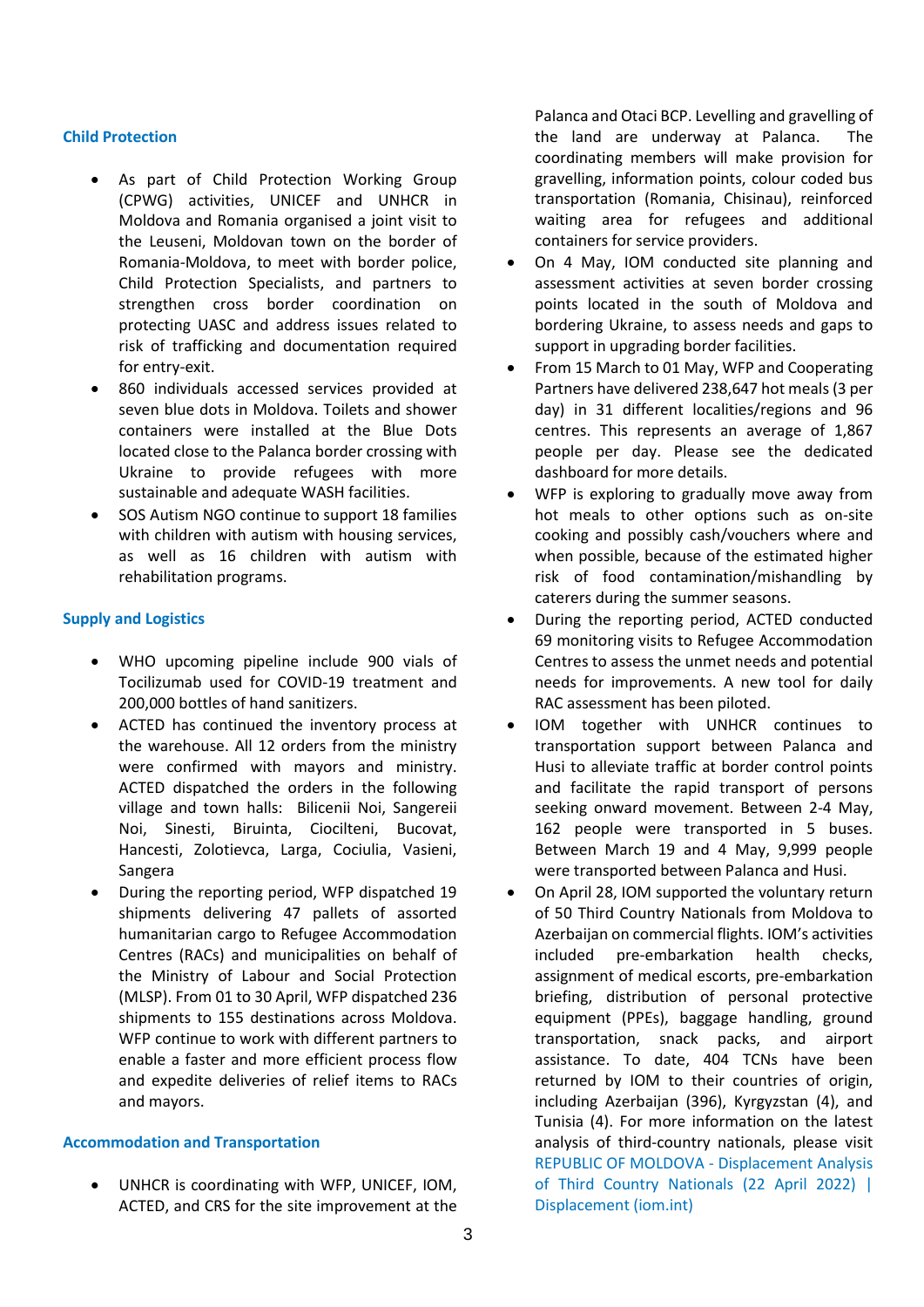## Child Protection

- As part of Child Protection Working Group (CPWG) activities, UNICEF and UNHCR in Moldova and Romania organised a joint visit to the Leuseni, Moldovan town on the border of Romania-Moldova, to meet with border police, Child Protection Specialists, and partners to strengthen cross border coordination on protecting UASC and address issues related to risk of trafficking and documentation required for entry-exit.
- 860 individuals accessed services provided at seven blue dots in Moldova. Toilets and shower containers were installed at the Blue Dots located close to the Palanca border crossing with Ukraine to provide refugees with more sustainable and adequate WASH facilities.
- SOS Autism NGO continue to support 18 families with children with autism with housing services, as well as 16 children with autism with rehabilitation programs.

## Supply and Logistics

- WHO upcoming pipeline include 900 vials of Tocilizumab used for COVID-19 treatment and 200,000 bottles of hand sanitizers.
- ACTED has continued the inventory process at the warehouse. All 12 orders from the ministry were confirmed with mayors and ministry. ACTED dispatched the orders in the following village and town halls: Bilicenii Noi, Sangereii Noi, Sinesti, Biruinta, Ciocilteni, Bucovat, Hancesti, Zolotievca, Larga, Cociulia, Vasieni, Sangera
- During the reporting period, WFP dispatched 19 shipments delivering 47 pallets of assorted humanitarian cargo to Refugee Accommodation Centres (RACs) and municipalities on behalf of the Ministry of Labour and Social Protection (MLSP). From 01 to 30 April, WFP dispatched 236 shipments to 155 destinations across Moldova. WFP continue to work with different partners to enable a faster and more efficient process flow and expedite deliveries of relief items to RACs and mayors.

## Accommodation and Transportation

- UNHCR is coordinating with WFP, UNICEF, IOM, ACTED, and CRS for the site improvement at the Palanca and Otaci BCP. Levelling and gravelling of the land are underway at Palanca. The coordinating members will make provision for gravelling, information points, colour coded bus transportation (Romania, Chisinau), reinforced waiting area for refugees and additional containers for service providers.
- On 4 May, IOM conducted site planning and assessment activities at seven border crossing points located in the south of Moldova and bordering Ukraine, to assess needs and gaps to support in upgrading border facilities.
- From 15 March to 01 May, WFP and Cooperating Partners have delivered 238,647 hot meals (3 per day) in 31 different localities/regions and 96 centres. This represents an average of 1,867 people per day. Please see the dedicated dashboard for more details.
- WFP is exploring to gradually move away from hot meals to other options such as on-site cooking and possibly cash/vouchers where and when possible, because of the estimated higher risk of food contamination/mishandling by caterers during the summer seasons.
- During the reporting period, ACTED conducted 69 monitoring visits to Refugee Accommodation Centres to assess the unmet needs and potential needs for improvements. A new tool for daily RAC assessment has been piloted.
- IOM together with UNHCR continues to transportation support between Palanca and Husi to alleviate traffic at border control points and facilitate the rapid transport of persons seeking onward movement. Between 2-4 May, 162 people were transported in 5 buses. Between March 19 and 4 May, 9,999 people were transported between Palanca and Husi.
- On April 28, IOM supported the voluntary return of 50 Third Country Nationals from Moldova to Azerbaijan on commercial flights. IOM's activities included pre-embarkation health checks, assignment of medical escorts, pre-embarkation briefing, distribution of personal protective equipment (PPEs), baggage handling, ground transportation, snack packs, and airport assistance. To date, 404 TCNs have been returned by IOM to their countries of origin, including Azerbaijan (396), Kyrgyzstan (4), and Tunisia (4). For more information on the latest analysis of third-country nationals, please visit REPUBLIC OF MOLDOVA - Displacement Analysis of Third Country Nationals (22 April 2022) | Displacement (iom.int)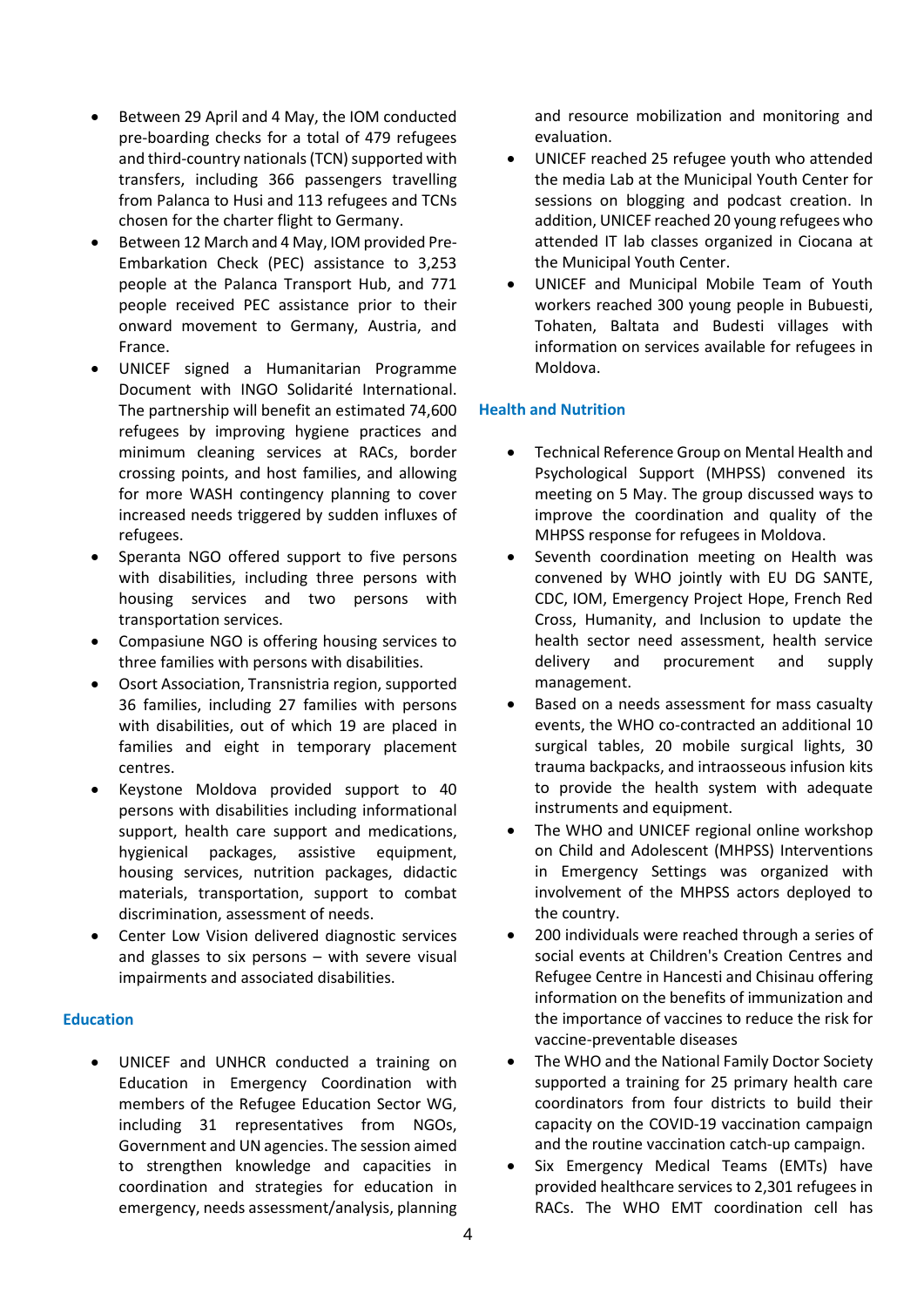- Between 29 April and 4 May, the IOM conducted pre-boarding checks for a total of 479 refugees and third-country nationals (TCN) supported with transfers, including 366 passengers travelling from Palanca to Husi and 113 refugees and TCNs chosen for the charter flight to Germany.
- Between 12 March and 4 May, IOM provided Pre-Embarkation Check (PEC) assistance to 3,253 people at the Palanca Transport Hub, and 771 people received PEC assistance prior to their onward movement to Germany, Austria, and France.
- UNICEF signed a Humanitarian Programme Document with INGO Solidarité International. The partnership will benefit an estimated 74,600 refugees by improving hygiene practices and minimum cleaning services at RACs, border crossing points, and host families, and allowing for more WASH contingency planning to cover increased needs triggered by sudden influxes of refugees.
- Speranta NGO offered support to five persons with disabilities, including three persons with housing services and two persons with transportation services.
- Compasiune NGO is offering housing services to three families with persons with disabilities.
- Osort Association, Transnistria region, supported 36 families, including 27 families with persons with disabilities, out of which 19 are placed in families and eight in temporary placement centres.
- Keystone Moldova provided support to 40 persons with disabilities including informational support, health care support and medications, hygienical packages, assistive equipment, housing services, nutrition packages, didactic materials, transportation, support to combat discrimination, assessment of needs.
- Center Low Vision delivered diagnostic services and glasses to six persons – with severe visual impairments and associated disabilities.

## Education

- UNICEF and UNHCR conducted a training on Education in Emergency Coordination with members of the Refugee Education Sector WG, including 31 representatives from NGOs, Government and UN agencies. The session aimed to strengthen knowledge and capacities in coordination and strategies for education in emergency, needs assessment/analysis, planning and resource mobilization and monitoring and evaluation.
- UNICEF reached 25 refugee youth who attended the media Lab at the Municipal Youth Center for sessions on blogging and podcast creation. In addition, UNICEF reached 20 young refugees who attended IT lab classes organized in Ciocana at the Municipal Youth Center.
- UNICEF and Municipal Mobile Team of Youth workers reached 300 young people in Bubuesti, Tohaten, Baltata and Budesti villages with information on services available for refugees in Moldova.

## Health and Nutrition

- Technical Reference Group on Mental Health and Psychological Support (MHPSS) convened its meeting on 5 May. The group discussed ways to improve the coordination and quality of the MHPSS response for refugees in Moldova.
- Seventh coordination meeting on Health was convened by WHO jointly with EU DG SANTE, CDC, IOM, Emergency Project Hope, French Red Cross, Humanity, and Inclusion to update the health sector need assessment, health service delivery and procurement and supply management.
- Based on a needs assessment for mass casualty events, the WHO co-contracted an additional 10 surgical tables, 20 mobile surgical lights, 30 trauma backpacks, and intraosseous infusion kits to provide the health system with adequate instruments and equipment.
- The WHO and UNICEF regional online workshop on Child and Adolescent (MHPSS) Interventions in Emergency Settings was organized with involvement of the MHPSS actors deployed to the country.
- 200 individuals were reached through a series of social events at Children's Creation Centres and Refugee Centre in Hancesti and Chisinau offering information on the benefits of immunization and the importance of vaccines to reduce the risk for vaccine-preventable diseases
- The WHO and the National Family Doctor Society supported a training for 25 primary health care coordinators from four districts to build their capacity on the COVID-19 vaccination campaign and the routine vaccination catch-up campaign.
- Six Emergency Medical Teams (EMTs) have provided healthcare services to 2,301 refugees in RACs. The WHO EMT coordination cell has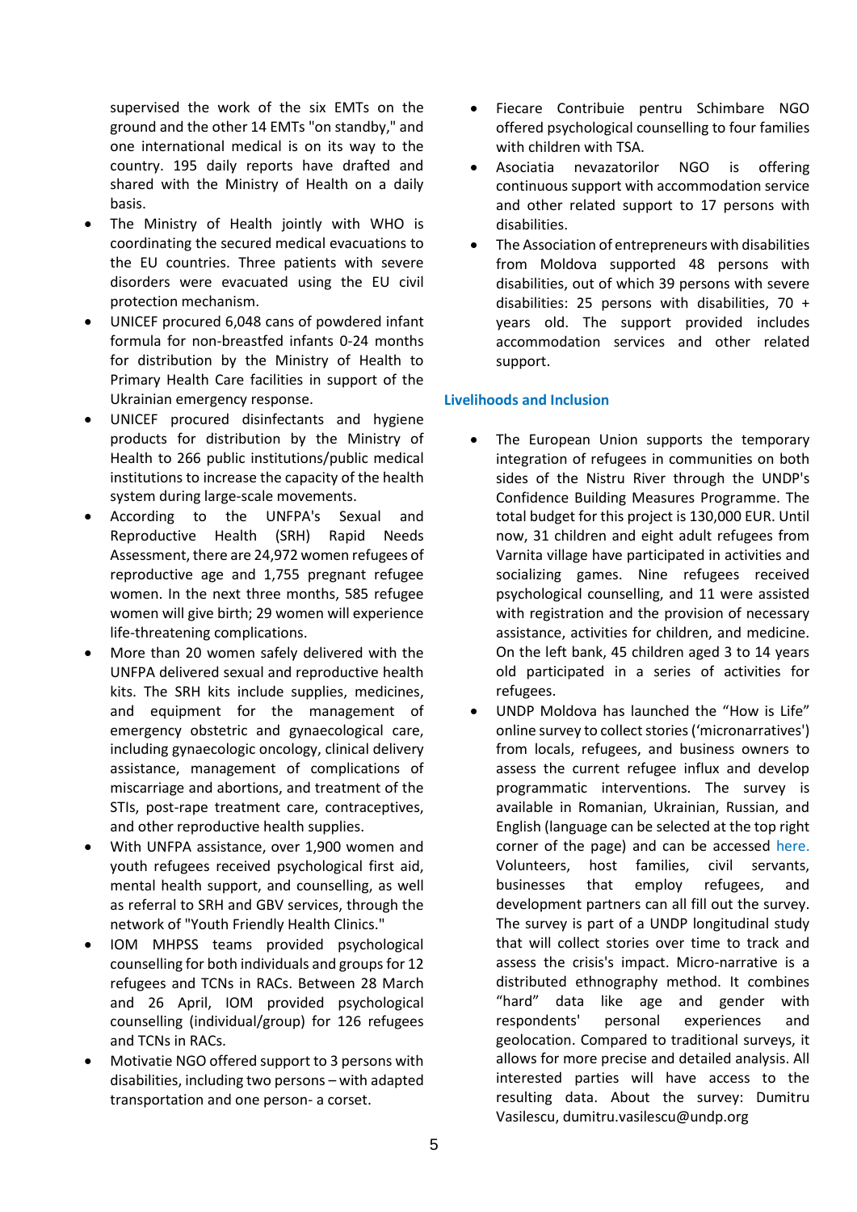supervised the work of the six EMTs on the ground and the other 14 EMTs "on standby," and one international medical is on its way to the country. 195 daily reports have drafted and shared with the Ministry of Health on a daily basis.

- The Ministry of Health jointly with WHO is coordinating the secured medical evacuations to the EU countries. Three patients with severe disorders were evacuated using the EU civil protection mechanism.
- UNICEF procured 6,048 cans of powdered infant formula for non-breastfed infants 0-24 months for distribution by the Ministry of Health to Primary Health Care facilities in support of the Ukrainian emergency response.
- UNICEF procured disinfectants and hygiene products for distribution by the Ministry of Health to 266 public institutions/public medical institutions to increase the capacity of the health system during large-scale movements.
- According to the UNFPA's Sexual and Reproductive Health (SRH) Rapid Needs Assessment, there are 24,972 women refugees of reproductive age and 1,755 pregnant refugee women. In the next three months, 585 refugee women will give birth; 29 women will experience life-threatening complications.
- More than 20 women safely delivered with the UNFPA delivered sexual and reproductive health kits. The SRH kits include supplies, medicines, and equipment for the management of emergency obstetric and gynaecological care, including gynaecologic oncology, clinical delivery assistance, management of complications of miscarriage and abortions, and treatment of the STIs, post-rape treatment care, contraceptives, and other reproductive health supplies.
- With UNFPA assistance, over 1,900 women and youth refugees received psychological first aid, mental health support, and counselling, as well as referral to SRH and GBV services, through the network of "Youth Friendly Health Clinics."
- IOM MHPSS teams provided psychological counselling for both individuals and groups for 12 refugees and TCNs in RACs. Between 28 March and 26 April, IOM provided psychological counselling (individual/group) for 126 refugees and TCNs in RACs.
- Motivatie NGO offered support to 3 persons with disabilities, including two persons – with adapted transportation and one person- a corset.
- Fiecare Contribuie pentru Schimbare NGO offered psychological counselling to four families with children with TSA.
- Asociatia nevazatorilor NGO is offering continuous support with accommodation service and other related support to 17 persons with disabilities.
- The Association of entrepreneurs with disabilities from Moldova supported 48 persons with disabilities, out of which 39 persons with severe disabilities: 25 persons with disabilities, 70 + years old. The support provided includes accommodation services and other related support.

### Livelihoods and Inclusion

- The European Union supports the temporary integration of refugees in communities on both sides of the Nistru River through the UNDP's Confidence Building Measures Programme. The total budget for this project is 130,000 EUR. Until now, 31 children and eight adult refugees from Varnita village have participated in activities and socializing games. Nine refugees received psychological counselling, and 11 were assisted with registration and the provision of necessary assistance, activities for children, and medicine. On the left bank, 45 children aged 3 to 14 years old participated in a series of activities for refugees.
- UNDP Moldova has launched the "How is Life" online survey to collect stories ('micronarratives') from locals, refugees, and business owners to assess the current refugee influx and develop programmatic interventions. The survey is available in Romanian, Ukrainian, Russian, and English (language can be selected at the top right corner of the page) and can be accessed here. Volunteers, host families, civil servants, businesses that employ refugees, and development partners can all fill out the survey. The survey is part of a UNDP longitudinal study that will collect stories over time to track and assess the crisis's impact. Micro-narrative is a distributed ethnography method. It combines "hard" data like age and gender with respondents' personal experiences and geolocation. Compared to traditional surveys, it allows for more precise and detailed analysis. All interested parties will have access to the resulting data. About the survey: Dumitru Vasilescu, dumitru.vasilescu@undp.org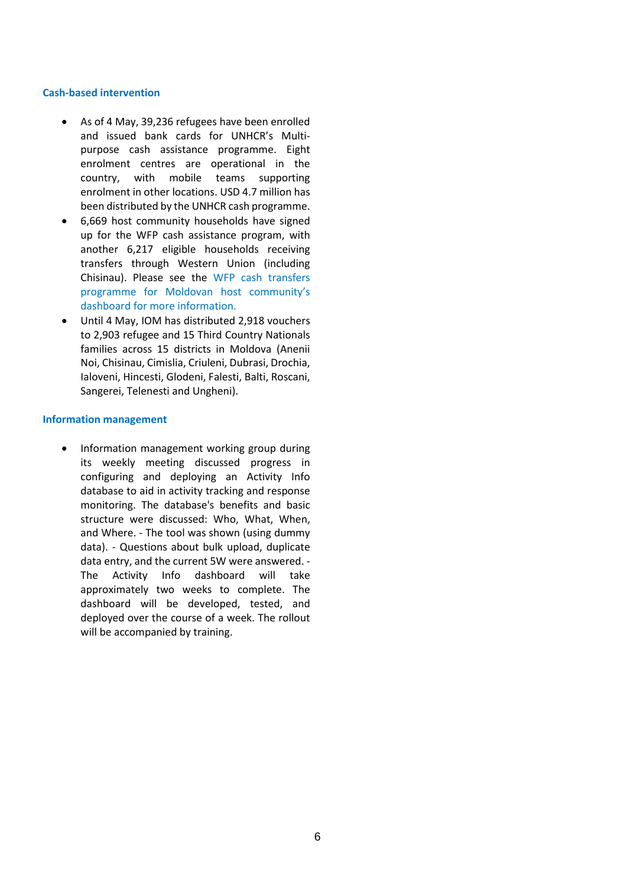## Cash-based intervention

- As of 4 May, 39,236 refugees have been enrolled and issued bank cards for UNHCR's Multi-purpose cash assistance programme. Eight enrolment centres are operational in the country, with mobile teams supporting enrolment in other locations. USD 4.7 million has been distributed by the UNHCR cash programme.
- 6,669 host community households have signed up for the WFP cash assistance program, with another 6,217 eligible households receiving transfers through Western Union (including Chisinau). Please see the WFP cash transfers programme for Moldovan host community's dashboard for more information.
- Until 4 May, IOM has distributed 2,918 vouchers to 2,903 refugee and 15 Third Country Nationals families across 15 districts in Moldova (Anenii Noi, Chisinau, Cimislia, Criuleni, Dubrasi, Drochia, Ialoveni, Hincesti, Glodeni, Falesti, Balti, Roscani, Sangerei, Telenesti and Ungheni).

## Information management

- Information management working group during its weekly meeting discussed progress in configuring and deploying an Activity Info database to aid in activity tracking and response monitoring. The database's benefits and basic structure were discussed: Who, What, When, and Where. - The tool was shown (using dummy data). - Questions about bulk upload, duplicate data entry, and the current 5W were answered. - The Activity Info dashboard will take approximately two weeks to complete. The dashboard will be developed, tested, and deployed over the course of a week. The rollout will be accompanied by training.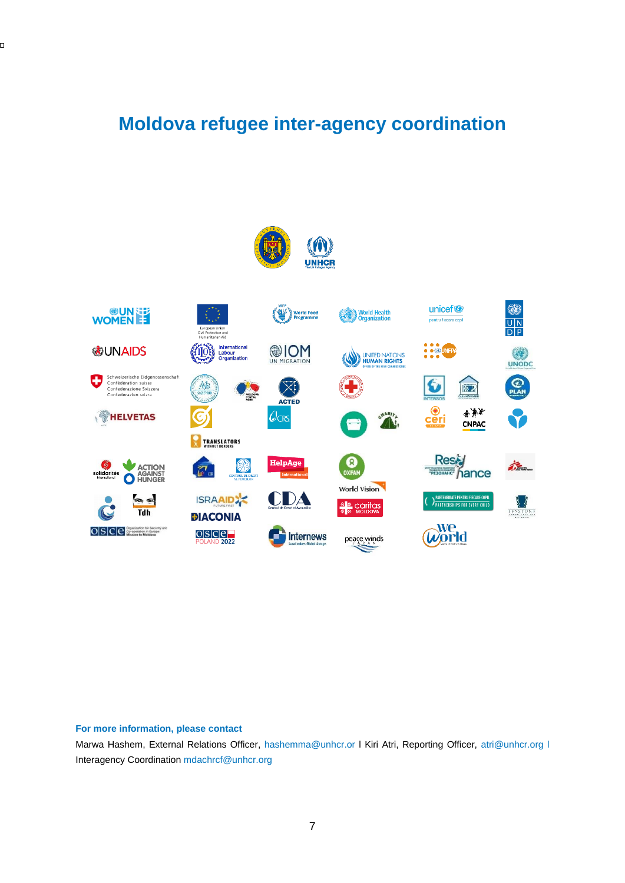# Moldova refugee inter-agency coordination

**For more information, please contact**

Marwa Hashem, External Relations Officer, hashemma@unhcr.or I Kiri Atri, Reporting Officer, atri@unhcr.org I Interagency Coordination mdachrcf@unhcr.org